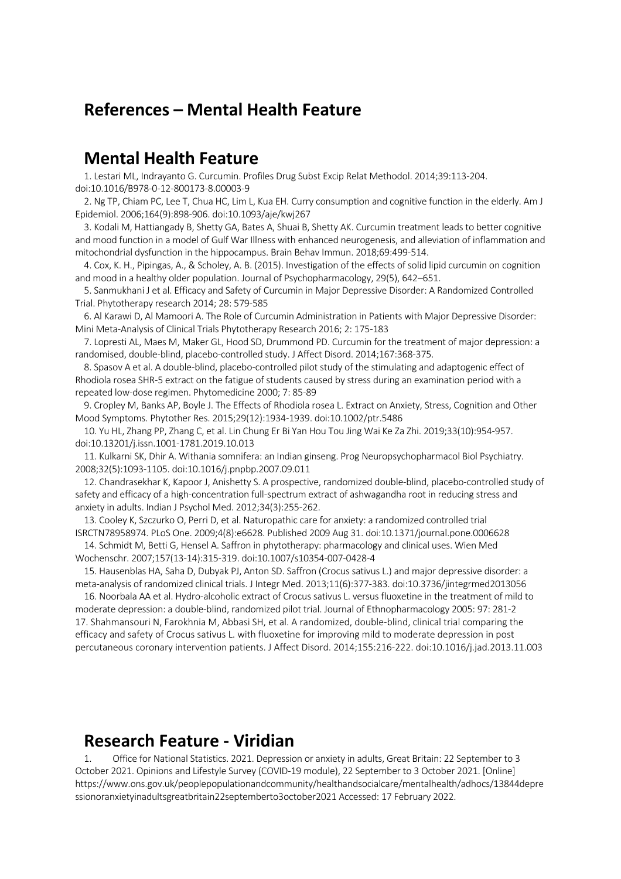# References – Mental Health Feature

## Mental Health Feature

1. Lestari ML, Indrayanto G. Curcumin. Profiles Drug Subst Excip Relat Methodol. 2014;39:113-204. doi:10.1016/B978-0-12-800173-8.00003-9
2. Ng TP, Chiam PC, Lee T, Chua HC, Lim L, Kua EH. Curry consumption and cognitive function in the elderly. Am J Epidemiol. 2006;164(9):898-906. doi:10.1093/aje/kwj267
3. Kodali M, Hattiangady B, Shetty GA, Bates A, Shuai B, Shetty AK. Curcumin treatment leads to better cognitive and mood function in a model of Gulf War Illness with enhanced neurogenesis, and alleviation of inflammation and mitochondrial dysfunction in the hippocampus. Brain Behav Immun. 2018;69:499-514.
4. Cox, K. H., Pipingas, A., & Scholey, A. B. (2015). Investigation of the effects of solid lipid curcumin on cognition and mood in a healthy older population. Journal of Psychopharmacology, 29(5), 642–651.
5. Sanmukhani J et al. Efficacy and Safety of Curcumin in Major Depressive Disorder: A Randomized Controlled Trial. Phytotherapy research 2014; 28: 579-585
6. Al Karawi D, Al Mamoori A. The Role of Curcumin Administration in Patients with Major Depressive Disorder: Mini Meta-Analysis of Clinical Trials Phytotherapy Research 2016; 2: 175-183
7. Lopresti AL, Maes M, Maker GL, Hood SD, Drummond PD. Curcumin for the treatment of major depression: a randomised, double-blind, placebo-controlled study. J Affect Disord. 2014;167:368-375.
8. Spasov A et al. A double-blind, placebo-controlled pilot study of the stimulating and adaptogenic effect of Rhodiola rosea SHR-5 extract on the fatigue of students caused by stress during an examination period with a repeated low-dose regimen. Phytomedicine 2000; 7: 85-89
9. Cropley M, Banks AP, Boyle J. The Effects of Rhodiola rosea L. Extract on Anxiety, Stress, Cognition and Other Mood Symptoms. Phytother Res. 2015;29(12):1934-1939. doi:10.1002/ptr.5486
10. Yu HL, Zhang PP, Zhang C, et al. Lin Chung Er Bi Yan Hou Tou Jing Wai Ke Za Zhi. 2019;33(10):954-957. doi:10.13201/j.issn.1001-1781.2019.10.013
11. Kulkarni SK, Dhir A. Withania somnifera: an Indian ginseng. Prog Neuropsychopharmacol Biol Psychiatry. 2008;32(5):1093-1105. doi:10.1016/j.pnpbp.2007.09.011
12. Chandrasekhar K, Kapoor J, Anishetty S. A prospective, randomized double-blind, placebo-controlled study of safety and efficacy of a high-concentration full-spectrum extract of ashwagandha root in reducing stress and anxiety in adults. Indian J Psychol Med. 2012;34(3):255-262.
13. Cooley K, Szczurko O, Perri D, et al. Naturopathic care for anxiety: a randomized controlled trial ISRCTN78958974. PLoS One. 2009;4(8):e6628. Published 2009 Aug 31. doi:10.1371/journal.pone.0006628
14. Schmidt M, Betti G, Hensel A. Saffron in phytotherapy: pharmacology and clinical uses. Wien Med Wochenschr. 2007;157(13-14):315-319. doi:10.1007/s10354-007-0428-4
15. Hausenblas HA, Saha D, Dubyak PJ, Anton SD. Saffron (Crocus sativus L.) and major depressive disorder: a meta-analysis of randomized clinical trials. J Integr Med. 2013;11(6):377-383. doi:10.3736/jintegrmed2013056
16. Noorbala AA et al. Hydro-alcoholic extract of Crocus sativus L. versus fluoxetine in the treatment of mild to moderate depression: a double-blind, randomized pilot trial. Journal of Ethnopharmacology 2005: 97: 281-2
17. Shahmansouri N, Farokhnia M, Abbasi SH, et al. A randomized, double-blind, clinical trial comparing the efficacy and safety of Crocus sativus L. with fluoxetine for improving mild to moderate depression in post percutaneous coronary intervention patients. J Affect Disord. 2014;155:216-222. doi:10.1016/j.jad.2013.11.003

## Research Feature - Viridian

1. Office for National Statistics. 2021. Depression or anxiety in adults, Great Britain: 22 September to 3 October 2021. Opinions and Lifestyle Survey (COVID-19 module), 22 September to 3 October 2021. [Online] https://www.ons.gov.uk/peoplepopulationandcommunity/healthandsocialcare/mentalhealth/adhocs/13844depressionoranxietyinadultsgreatbritain22septemberto3october2021 Accessed: 17 February 2022.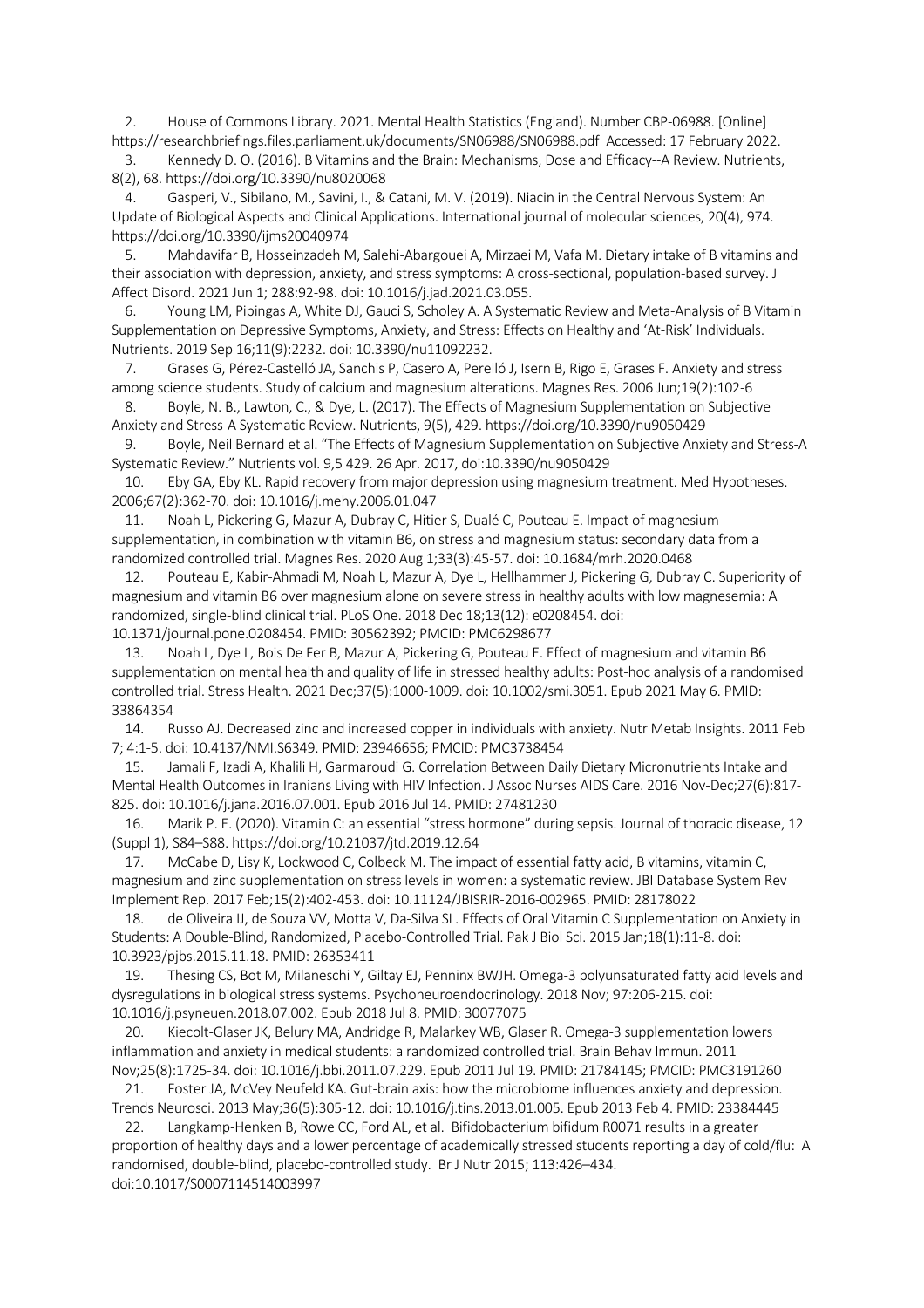2. House of Commons Library. 2021. Mental Health Statistics (England). Number CBP-06988. [Online] https://researchbriefings.files.parliament.uk/documents/SN06988/SN06988.pdf Accessed: 17 February 2022.
3. Kennedy D. O. (2016). B Vitamins and the Brain: Mechanisms, Dose and Efficacy--A Review. Nutrients, 8(2), 68. https://doi.org/10.3390/nu8020068
4. Gasperi, V., Sibilano, M., Savini, I., & Catani, M. V. (2019). Niacin in the Central Nervous System: An Update of Biological Aspects and Clinical Applications. International journal of molecular sciences, 20(4), 974. https://doi.org/10.3390/ijms20040974
5. Mahdavifar B, Hosseinzadeh M, Salehi-Abargouei A, Mirzaei M, Vafa M. Dietary intake of B vitamins and their association with depression, anxiety, and stress symptoms: A cross-sectional, population-based survey. J Affect Disord. 2021 Jun 1; 288:92-98. doi: 10.1016/j.jad.2021.03.055.
6. Young LM, Pipingas A, White DJ, Gauci S, Scholey A. A Systematic Review and Meta-Analysis of B Vitamin Supplementation on Depressive Symptoms, Anxiety, and Stress: Effects on Healthy and 'At-Risk' Individuals. Nutrients. 2019 Sep 16;11(9):2232. doi: 10.3390/nu11092232.
7. Grases G, Pérez-Castelló JA, Sanchis P, Casero A, Perelló J, Isern B, Rigo E, Grases F. Anxiety and stress among science students. Study of calcium and magnesium alterations. Magnes Res. 2006 Jun;19(2):102-6
8. Boyle, N. B., Lawton, C., & Dye, L. (2017). The Effects of Magnesium Supplementation on Subjective Anxiety and Stress-A Systematic Review. Nutrients, 9(5), 429. https://doi.org/10.3390/nu9050429
9. Boyle, Neil Bernard et al. "The Effects of Magnesium Supplementation on Subjective Anxiety and Stress-A Systematic Review." Nutrients vol. 9,5 429. 26 Apr. 2017, doi:10.3390/nu9050429
10. Eby GA, Eby KL. Rapid recovery from major depression using magnesium treatment. Med Hypotheses. 2006;67(2):362-70. doi: 10.1016/j.mehy.2006.01.047
11. Noah L, Pickering G, Mazur A, Dubray C, Hitier S, Dualé C, Pouteau E. Impact of magnesium supplementation, in combination with vitamin B6, on stress and magnesium status: secondary data from a randomized controlled trial. Magnes Res. 2020 Aug 1;33(3):45-57. doi: 10.1684/mrh.2020.0468
12. Pouteau E, Kabir-Ahmadi M, Noah L, Mazur A, Dye L, Hellhammer J, Pickering G, Dubray C. Superiority of magnesium and vitamin B6 over magnesium alone on severe stress in healthy adults with low magnesemia: A randomized, single-blind clinical trial. PLoS One. 2018 Dec 18;13(12): e0208454. doi: 10.1371/journal.pone.0208454. PMID: 30562392; PMCID: PMC6298677
13. Noah L, Dye L, Bois De Fer B, Mazur A, Pickering G, Pouteau E. Effect of magnesium and vitamin B6 supplementation on mental health and quality of life in stressed healthy adults: Post-hoc analysis of a randomised controlled trial. Stress Health. 2021 Dec;37(5):1000-1009. doi: 10.1002/smi.3051. Epub 2021 May 6. PMID: 33864354
14. Russo AJ. Decreased zinc and increased copper in individuals with anxiety. Nutr Metab Insights. 2011 Feb 7; 4:1-5. doi: 10.4137/NMI.S6349. PMID: 23946656; PMCID: PMC3738454
15. Jamali F, Izadi A, Khalili H, Garmaroudi G. Correlation Between Daily Dietary Micronutrients Intake and Mental Health Outcomes in Iranians Living with HIV Infection. J Assoc Nurses AIDS Care. 2016 Nov-Dec;27(6):817-825. doi: 10.1016/j.jana.2016.07.001. Epub 2016 Jul 14. PMID: 27481230
16. Marik P. E. (2020). Vitamin C: an essential "stress hormone" during sepsis. Journal of thoracic disease, 12 (Suppl 1), S84–S88. https://doi.org/10.21037/jtd.2019.12.64
17. McCabe D, Lisy K, Lockwood C, Colbeck M. The impact of essential fatty acid, B vitamins, vitamin C, magnesium and zinc supplementation on stress levels in women: a systematic review. JBI Database System Rev Implement Rep. 2017 Feb;15(2):402-453. doi: 10.11124/JBISRIR-2016-002965. PMID: 28178022
18. de Oliveira IJ, de Souza VV, Motta V, Da-Silva SL. Effects of Oral Vitamin C Supplementation on Anxiety in Students: A Double-Blind, Randomized, Placebo-Controlled Trial. Pak J Biol Sci. 2015 Jan;18(1):11-8. doi: 10.3923/pjbs.2015.11.18. PMID: 26353411
19. Thesing CS, Bot M, Milaneschi Y, Giltay EJ, Penninx BWJH. Omega-3 polyunsaturated fatty acid levels and dysregulations in biological stress systems. Psychoneuroendocrinology. 2018 Nov; 97:206-215. doi: 10.1016/j.psyneuen.2018.07.002. Epub 2018 Jul 8. PMID: 30077075
20. Kiecolt-Glaser JK, Belury MA, Andridge R, Malarkey WB, Glaser R. Omega-3 supplementation lowers inflammation and anxiety in medical students: a randomized controlled trial. Brain Behav Immun. 2011 Nov;25(8):1725-34. doi: 10.1016/j.bbi.2011.07.229. Epub 2011 Jul 19. PMID: 21784145; PMCID: PMC3191260
21. Foster JA, McVey Neufeld KA. Gut-brain axis: how the microbiome influences anxiety and depression. Trends Neurosci. 2013 May;36(5):305-12. doi: 10.1016/j.tins.2013.01.005. Epub 2013 Feb 4. PMID: 23384445
22. Langkamp-Henken B, Rowe CC, Ford AL, et al. Bifidobacterium bifidum R0071 results in a greater proportion of healthy days and a lower percentage of academically stressed students reporting a day of cold/flu: A randomised, double-blind, placebo-controlled study. Br J Nutr 2015; 113:426–434. doi:10.1017/S0007114514003997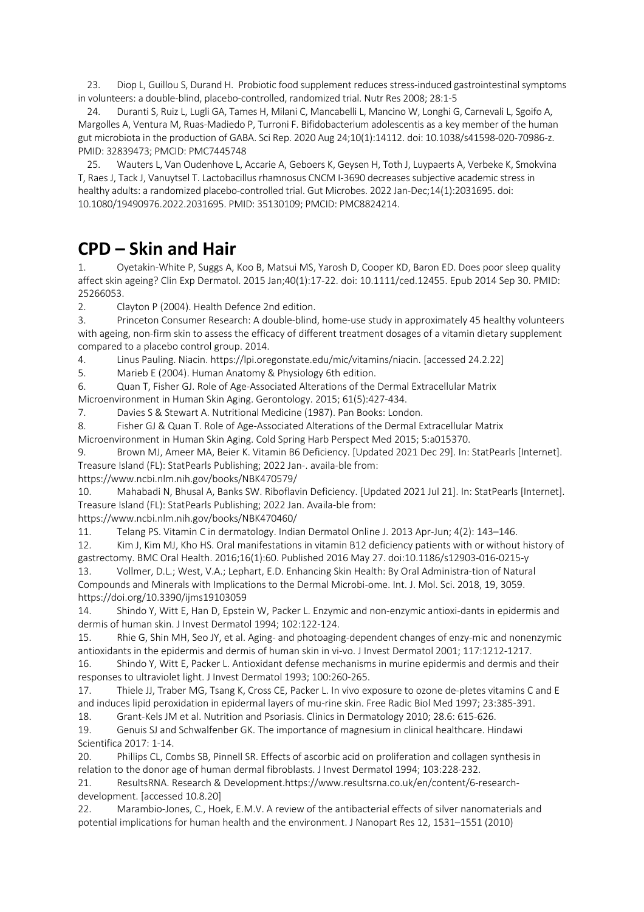23. Diop L, Guillou S, Durand H. Probiotic food supplement reduces stress-induced gastrointestinal symptoms in volunteers: a double-blind, placebo-controlled, randomized trial. Nutr Res 2008; 28:1-5

24. Duranti S, Ruiz L, Lugli GA, Tames H, Milani C, Mancabelli L, Mancino W, Longhi G, Carnevali L, Sgoifo A, Margolles A, Ventura M, Ruas-Madiedo P, Turroni F. Bifidobacterium adolescentis as a key member of the human gut microbiota in the production of GABA. Sci Rep. 2020 Aug 24;10(1):14112. doi: 10.1038/s41598-020-70986-z. PMID: 32839473; PMCID: PMC7445748

25. Wauters L, Van Oudenhove L, Accarie A, Geboers K, Geysen H, Toth J, Luypaerts A, Verbeke K, Smokvina T, Raes J, Tack J, Vanuytsel T. Lactobacillus rhamnosus CNCM I-3690 decreases subjective academic stress in healthy adults: a randomized placebo-controlled trial. Gut Microbes. 2022 Jan-Dec;14(1):2031695. doi: 10.1080/19490976.2022.2031695. PMID: 35130109; PMCID: PMC8824214.

# CPD – Skin and Hair

1. Oyetakin-White P, Suggs A, Koo B, Matsui MS, Yarosh D, Cooper KD, Baron ED. Does poor sleep quality affect skin ageing? Clin Exp Dermatol. 2015 Jan;40(1):17-22. doi: 10.1111/ced.12455. Epub 2014 Sep 30. PMID: 25266053.
2. Clayton P (2004). Health Defence 2nd edition.
3. Princeton Consumer Research: A double-blind, home-use study in approximately 45 healthy volunteers with ageing, non-firm skin to assess the efficacy of different treatment dosages of a vitamin dietary supplement compared to a placebo control group. 2014.
4. Linus Pauling. Niacin. https://lpi.oregonstate.edu/mic/vitamins/niacin. [accessed 24.2.22]
5. Marieb E (2004). Human Anatomy & Physiology 6th edition.
6. Quan T, Fisher GJ. Role of Age-Associated Alterations of the Dermal Extracellular Matrix Microenvironment in Human Skin Aging. Gerontology. 2015; 61(5):427-434.
7. Davies S & Stewart A. Nutritional Medicine (1987). Pan Books: London.
8. Fisher GJ & Quan T. Role of Age-Associated Alterations of the Dermal Extracellular Matrix Microenvironment in Human Skin Aging. Cold Spring Harb Perspect Med 2015; 5:a015370.
9. Brown MJ, Ameer MA, Beier K. Vitamin B6 Deficiency. [Updated 2021 Dec 29]. In: StatPearls [Internet]. Treasure Island (FL): StatPearls Publishing; 2022 Jan-. availa-ble from: https://www.ncbi.nlm.nih.gov/books/NBK470579/
10. Mahabadi N, Bhusal A, Banks SW. Riboflavin Deficiency. [Updated 2021 Jul 21]. In: StatPearls [Internet]. Treasure Island (FL): StatPearls Publishing; 2022 Jan. Availa-ble from: https://www.ncbi.nlm.nih.gov/books/NBK470460/
11. Telang PS. Vitamin C in dermatology. Indian Dermatol Online J. 2013 Apr-Jun; 4(2): 143–146.
12. Kim J, Kim MJ, Kho HS. Oral manifestations in vitamin B12 deficiency patients with or without history of gastrectomy. BMC Oral Health. 2016;16(1):60. Published 2016 May 27. doi:10.1186/s12903-016-0215-y
13. Vollmer, D.L.; West, V.A.; Lephart, E.D. Enhancing Skin Health: By Oral Administra-tion of Natural Compounds and Minerals with Implications to the Dermal Microbi-ome. Int. J. Mol. Sci. 2018, 19, 3059. https://doi.org/10.3390/ijms19103059
14. Shindo Y, Witt E, Han D, Epstein W, Packer L. Enzymic and non-enzymic antioxi-dants in epidermis and dermis of human skin. J Invest Dermatol 1994; 102:122-124.
15. Rhie G, Shin MH, Seo JY, et al. Aging- and photoaging-dependent changes of enzy-mic and nonenzymic antioxidants in the epidermis and dermis of human skin in vi-vo. J Invest Dermatol 2001; 117:1212-1217.
16. Shindo Y, Witt E, Packer L. Antioxidant defense mechanisms in murine epidermis and dermis and their responses to ultraviolet light. J Invest Dermatol 1993; 100:260-265.
17. Thiele JJ, Traber MG, Tsang K, Cross CE, Packer L. In vivo exposure to ozone de-pletes vitamins C and E and induces lipid peroxidation in epidermal layers of mu-rine skin. Free Radic Biol Med 1997; 23:385-391.
18. Grant-Kels JM et al. Nutrition and Psoriasis. Clinics in Dermatology 2010; 28.6: 615-626.
19. Genuis SJ and Schwalfenber GK. The importance of magnesium in clinical healthcare. Hindawi Scientifica 2017: 1-14.
20. Phillips CL, Combs SB, Pinnell SR. Effects of ascorbic acid on proliferation and collagen synthesis in relation to the donor age of human dermal fibroblasts. J Invest Dermatol 1994; 103:228-232.
21. ResultsRNA. Research & Development.https://www.resultsrna.co.uk/en/content/6-research-development. [accessed 10.8.20]
22. Marambio-Jones, C., Hoek, E.M.V. A review of the antibacterial effects of silver nanomaterials and potential implications for human health and the environment. J Nanopart Res 12, 1531–1551 (2010)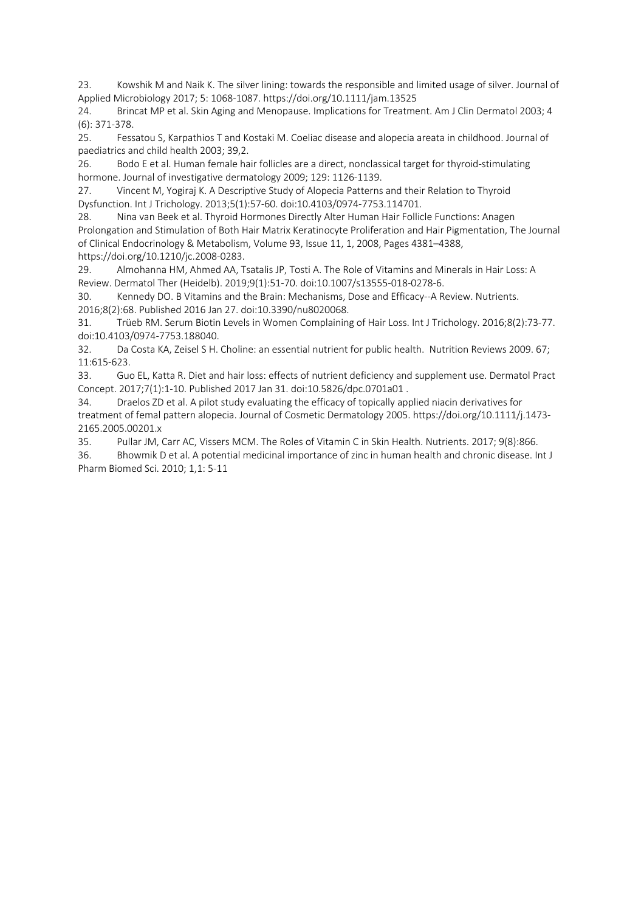23. Kowshik M and Naik K. The silver lining: towards the responsible and limited usage of silver. Journal of Applied Microbiology 2017; 5: 1068-1087. https://doi.org/10.1111/jam.13525

24. Brincat MP et al. Skin Aging and Menopause. Implications for Treatment. Am J Clin Dermatol 2003; 4 (6): 371-378.

25. Fessatou S, Karpathios T and Kostaki M. Coeliac disease and alopecia areata in childhood. Journal of paediatrics and child health 2003; 39,2.

26. Bodo E et al. Human female hair follicles are a direct, nonclassical target for thyroid-stimulating hormone. Journal of investigative dermatology 2009; 129: 1126-1139.

27. Vincent M, Yogiraj K. A Descriptive Study of Alopecia Patterns and their Relation to Thyroid Dysfunction. Int J Trichology. 2013;5(1):57-60. doi:10.4103/0974-7753.114701.

28. Nina van Beek et al. Thyroid Hormones Directly Alter Human Hair Follicle Functions: Anagen Prolongation and Stimulation of Both Hair Matrix Keratinocyte Proliferation and Hair Pigmentation, The Journal of Clinical Endocrinology & Metabolism, Volume 93, Issue 11, 1, 2008, Pages 4381–4388, https://doi.org/10.1210/jc.2008-0283.

29. Almohanna HM, Ahmed AA, Tsatalis JP, Tosti A. The Role of Vitamins and Minerals in Hair Loss: A Review. Dermatol Ther (Heidelb). 2019;9(1):51-70. doi:10.1007/s13555-018-0278-6.

30. Kennedy DO. B Vitamins and the Brain: Mechanisms, Dose and Efficacy--A Review. Nutrients. 2016;8(2):68. Published 2016 Jan 27. doi:10.3390/nu8020068.

31. Trüeb RM. Serum Biotin Levels in Women Complaining of Hair Loss. Int J Trichology. 2016;8(2):73-77. doi:10.4103/0974-7753.188040.

32. Da Costa KA, Zeisel S H. Choline: an essential nutrient for public health. Nutrition Reviews 2009. 67; 11:615-623.

33. Guo EL, Katta R. Diet and hair loss: effects of nutrient deficiency and supplement use. Dermatol Pract Concept. 2017;7(1):1-10. Published 2017 Jan 31. doi:10.5826/dpc.0701a01 .

34. Draelos ZD et al. A pilot study evaluating the efficacy of topically applied niacin derivatives for treatment of femal pattern alopecia. Journal of Cosmetic Dermatology 2005. https://doi.org/10.1111/j.1473-2165.2005.00201.x

35. Pullar JM, Carr AC, Vissers MCM. The Roles of Vitamin C in Skin Health. Nutrients. 2017; 9(8):866.

36. Bhowmik D et al. A potential medicinal importance of zinc in human health and chronic disease. Int J Pharm Biomed Sci. 2010; 1,1: 5-11